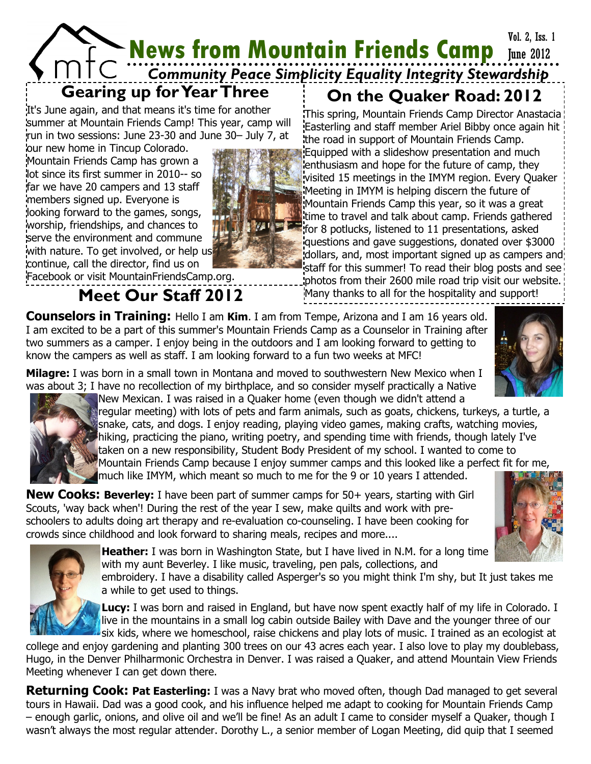# News from Mountain Friends Camp

Vol. 2, Iss. 1
June 2012

*Community Peace Simplicity Equality Integrity Stewardship*

## Gearing up for Year Three

It's June again, and that means it's time for another summer at Mountain Friends Camp! This year, camp will run in two sessions: June 23-30 and June 30– July 7, at our new home in Tincup Colorado. Mountain Friends Camp has grown a lot since its first summer in 2010-- so far we have 20 campers and 13 staff members signed up. Everyone is looking forward to the games, songs, worship, friendships, and chances to serve the environment and commune with nature. To get involved, or help us continue, call the director, find us on Facebook or visit MountainFriendsCamp.org.

## On the Quaker Road: 2012

This spring, Mountain Friends Camp Director Anastacia Easterling and staff member Ariel Bibby once again hit the road in support of Mountain Friends Camp. Equipped with a slideshow presentation and much enthusiasm and hope for the future of camp, they visited 15 meetings in the IMYM region. Every Quaker Meeting in IMYM is helping discern the future of Mountain Friends Camp this year, so it was a great time to travel and talk about camp. Friends gathered for 8 potlucks, listened to 11 presentations, asked questions and gave suggestions, donated over $3000 dollars, and, most important signed up as campers and staff for this summer! To read their blog posts and see photos from their 2600 mile road trip visit our website. Many thanks to all for the hospitality and support!

## Meet Our Staff 2012

**Counselors in Training:** Hello I am **Kim**. I am from Tempe, Arizona and I am 16 years old. I am excited to be a part of this summer's Mountain Friends Camp as a Counselor in Training after two summers as a camper. I enjoy being in the outdoors and I am looking forward to getting to know the campers as well as staff. I am looking forward to a fun two weeks at MFC!

**Milagre:** I was born in a small town in Montana and moved to southwestern New Mexico when I was about 3; I have no recollection of my birthplace, and so consider myself practically a Native New Mexican. I was raised in a Quaker home (even though we didn't attend a regular meeting) with lots of pets and farm animals, such as goats, chickens, turkeys, a turtle, a snake, cats, and dogs. I enjoy reading, playing video games, making crafts, watching movies, hiking, practicing the piano, writing poetry, and spending time with friends, though lately I've taken on a new responsibility, Student Body President of my school. I wanted to come to Mountain Friends Camp because I enjoy summer camps and this looked like a perfect fit for me, much like IMYM, which meant so much to me for the 9 or 10 years I attended.

**New Cooks: Beverley:** I have been part of summer camps for 50+ years, starting with Girl Scouts, 'way back when'! During the rest of the year I sew, make quilts and work with pre-schoolers to adults doing art therapy and re-evaluation co-counseling. I have been cooking for crowds since childhood and look forward to sharing meals, recipes and more....

**Heather:** I was born in Washington State, but I have lived in N.M. for a long time with my aunt Beverley. I like music, traveling, pen pals, collections, and embroidery. I have a disability called Asperger's so you might think I'm shy, but It just takes me a while to get used to things.

**Lucy:** I was born and raised in England, but have now spent exactly half of my life in Colorado. I live in the mountains in a small log cabin outside Bailey with Dave and the younger three of our six kids, where we homeschool, raise chickens and play lots of music. I trained as an ecologist at college and enjoy gardening and planting 300 trees on our 43 acres each year. I also love to play my doublebass, Hugo, in the Denver Philharmonic Orchestra in Denver. I was raised a Quaker, and attend Mountain View Friends Meeting whenever I can get down there.

**Returning Cook: Pat Easterling:** I was a Navy brat who moved often, though Dad managed to get several tours in Hawaii. Dad was a good cook, and his influence helped me adapt to cooking for Mountain Friends Camp – enough garlic, onions, and olive oil and we'll be fine! As an adult I came to consider myself a Quaker, though I wasn't always the most regular attender. Dorothy L., a senior member of Logan Meeting, did quip that I seemed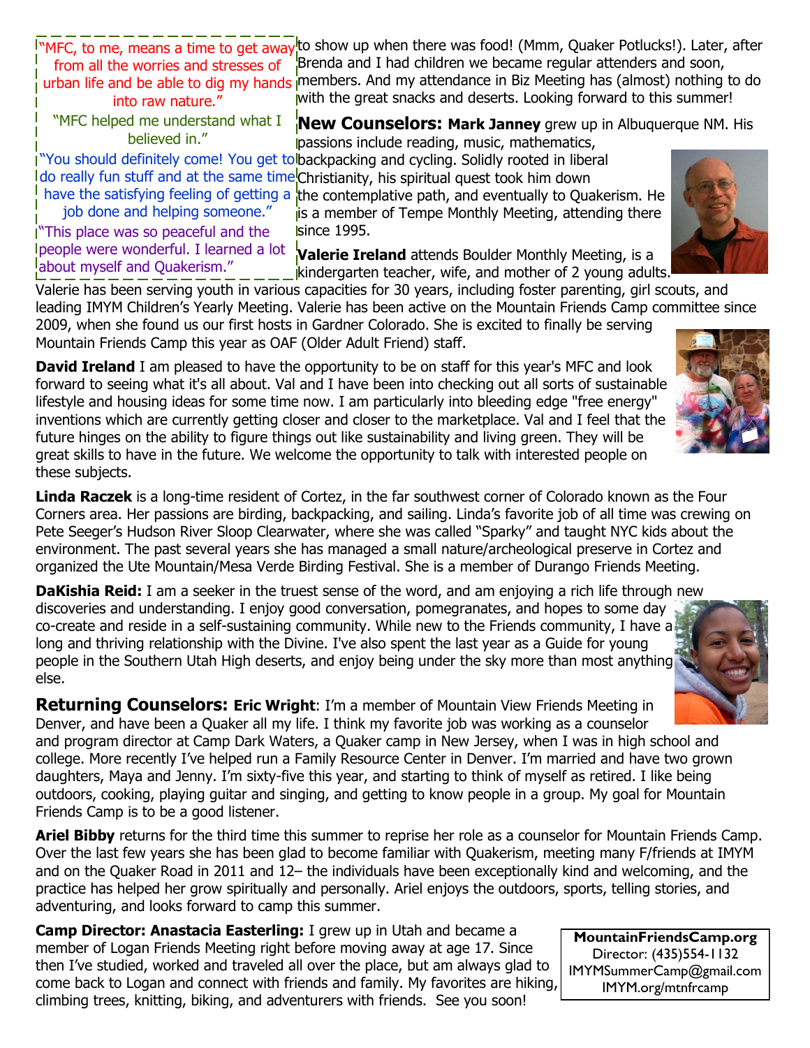"MFC, to me, means a time to get away from all the worries and stresses of urban life and be able to dig my hands into raw nature."

"MFC helped me understand what I believed in."

"You should definitely come! You get to do really fun stuff and at the same time have the satisfying feeling of getting a job done and helping someone."

"This place was so peaceful and the people were wonderful. I learned a lot about myself and Quakerism."

to show up when there was food! (Mmm, Quaker Potlucks!). Later, after Brenda and I had children we became regular attenders and soon, members. And my attendance in Biz Meeting has (almost) nothing to do with the great snacks and deserts. Looking forward to this summer!

**New Counselors: Mark Janney** grew up in Albuquerque NM. His passions include reading, music, mathematics, backpacking and cycling. Solidly rooted in liberal Christianity, his spiritual quest took him down the contemplative path, and eventually to Quakerism. He is a member of Tempe Monthly Meeting, attending there since 1995.

**Valerie Ireland** attends Boulder Monthly Meeting, is a kindergarten teacher, wife, and mother of 2 young adults. Valerie has been serving youth in various capacities for 30 years, including foster parenting, girl scouts, and leading IMYM Children's Yearly Meeting. Valerie has been active on the Mountain Friends Camp committee since 2009, when she found us our first hosts in Gardner Colorado. She is excited to finally be serving Mountain Friends Camp this year as OAF (Older Adult Friend) staff.

**David Ireland** I am pleased to have the opportunity to be on staff for this year's MFC and look forward to seeing what it's all about. Val and I have been into checking out all sorts of sustainable lifestyle and housing ideas for some time now. I am particularly into bleeding edge "free energy" inventions which are currently getting closer and closer to the marketplace. Val and I feel that the future hinges on the ability to figure things out like sustainability and living green. They will be great skills to have in the future. We welcome the opportunity to talk with interested people on these subjects.

**Linda Raczek** is a long-time resident of Cortez, in the far southwest corner of Colorado known as the Four Corners area. Her passions are birding, backpacking, and sailing. Linda's favorite job of all time was crewing on Pete Seeger's Hudson River Sloop Clearwater, where she was called "Sparky" and taught NYC kids about the environment. The past several years she has managed a small nature/archeological preserve in Cortez and organized the Ute Mountain/Mesa Verde Birding Festival. She is a member of Durango Friends Meeting.

**DaKishia Reid:** I am a seeker in the truest sense of the word, and am enjoying a rich life through new discoveries and understanding. I enjoy good conversation, pomegranates, and hopes to some day co-create and reside in a self-sustaining community. While new to the Friends community, I have a long and thriving relationship with the Divine. I've also spent the last year as a Guide for young people in the Southern Utah High deserts, and enjoy being under the sky more than most anything else.

**Returning Counselors: Eric Wright**: I'm a member of Mountain View Friends Meeting in Denver, and have been a Quaker all my life. I think my favorite job was working as a counselor and program director at Camp Dark Waters, a Quaker camp in New Jersey, when I was in high school and college. More recently I've helped run a Family Resource Center in Denver. I'm married and have two grown daughters, Maya and Jenny. I'm sixty-five this year, and starting to think of myself as retired. I like being outdoors, cooking, playing guitar and singing, and getting to know people in a group. My goal for Mountain Friends Camp is to be a good listener.

**Ariel Bibby** returns for the third time this summer to reprise her role as a counselor for Mountain Friends Camp. Over the last few years she has been glad to become familiar with Quakerism, meeting many F/friends at IMYM and on the Quaker Road in 2011 and 12– the individuals have been exceptionally kind and welcoming, and the practice has helped her grow spiritually and personally. Ariel enjoys the outdoors, sports, telling stories, and adventuring, and looks forward to camp this summer.

**Camp Director: Anastacia Easterling:** I grew up in Utah and became a member of Logan Friends Meeting right before moving away at age 17. Since then I've studied, worked and traveled all over the place, but am always glad to come back to Logan and connect with friends and family. My favorites are hiking, climbing trees, knitting, biking, and adventurers with friends. See you soon!

**MountainFriendsCamp.org**
Director: (435)554-1132
IMYMSummerCamp@gmail.com
IMYM.org/mtnfrcamp